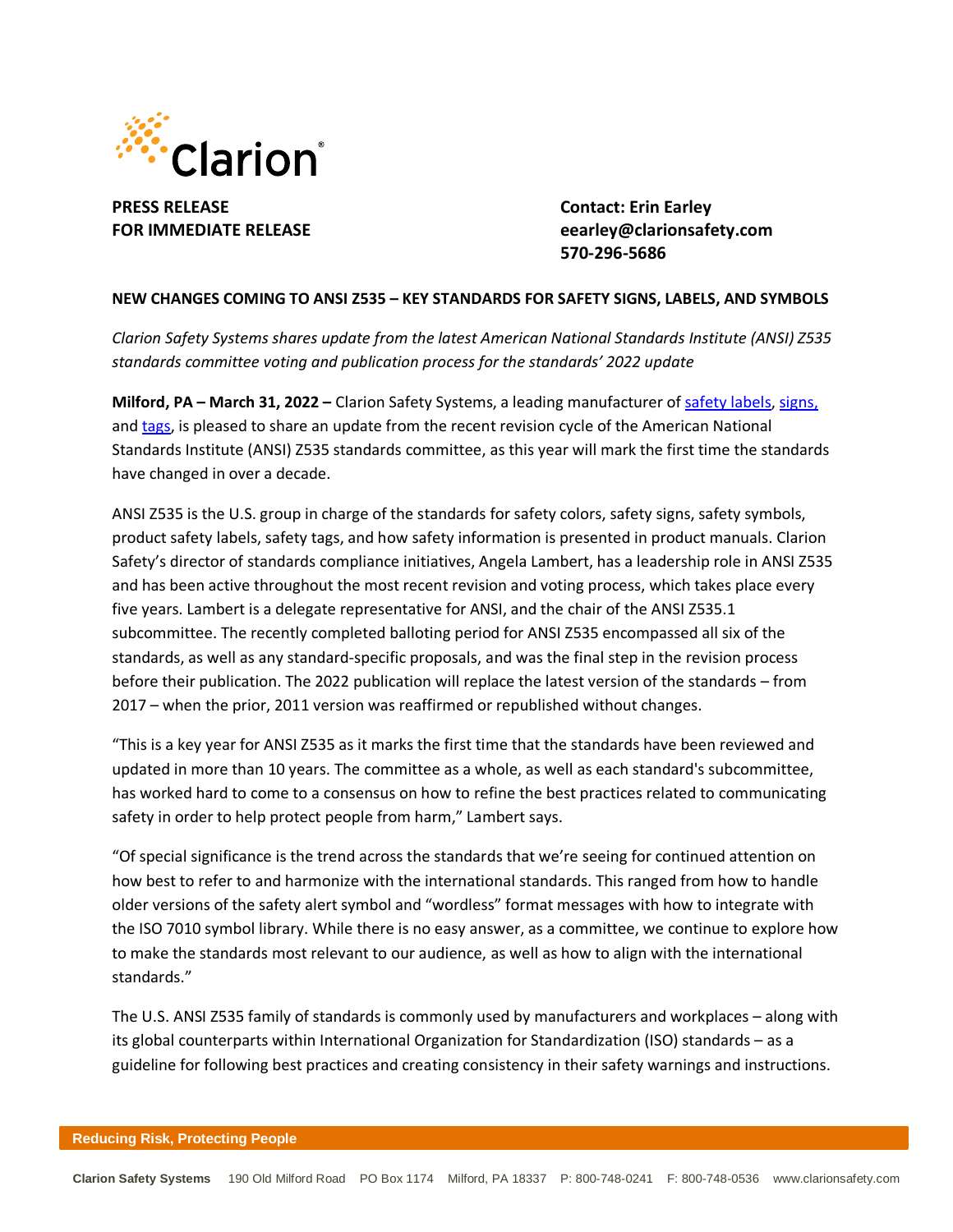**PRESS RELEASE**
**FOR IMMEDIATE RELEASE**

**Contact: Erin Earley**
**eearley@clarionsafety.com**
**570-296-5686**

**NEW CHANGES COMING TO ANSI Z535 – KEY STANDARDS FOR SAFETY SIGNS, LABELS, AND SYMBOLS**

*Clarion Safety Systems shares update from the latest American National Standards Institute (ANSI) Z535 standards committee voting and publication process for the standards' 2022 update*

**Milford, PA – March 31, 2022 –** Clarion Safety Systems, a leading manufacturer of safety labels, signs, and tags, is pleased to share an update from the recent revision cycle of the American National Standards Institute (ANSI) Z535 standards committee, as this year will mark the first time the standards have changed in over a decade.

ANSI Z535 is the U.S. group in charge of the standards for safety colors, safety signs, safety symbols, product safety labels, safety tags, and how safety information is presented in product manuals. Clarion Safety's director of standards compliance initiatives, Angela Lambert, has a leadership role in ANSI Z535 and has been active throughout the most recent revision and voting process, which takes place every five years. Lambert is a delegate representative for ANSI, and the chair of the ANSI Z535.1 subcommittee. The recently completed balloting period for ANSI Z535 encompassed all six of the standards, as well as any standard-specific proposals, and was the final step in the revision process before their publication. The 2022 publication will replace the latest version of the standards – from 2017 – when the prior, 2011 version was reaffirmed or republished without changes.

"This is a key year for ANSI Z535 as it marks the first time that the standards have been reviewed and updated in more than 10 years. The committee as a whole, as well as each standard's subcommittee, has worked hard to come to a consensus on how to refine the best practices related to communicating safety in order to help protect people from harm," Lambert says.

"Of special significance is the trend across the standards that we're seeing for continued attention on how best to refer to and harmonize with the international standards. This ranged from how to handle older versions of the safety alert symbol and "wordless" format messages with how to integrate with the ISO 7010 symbol library. While there is no easy answer, as a committee, we continue to explore how to make the standards most relevant to our audience, as well as how to align with the international standards."

The U.S. ANSI Z535 family of standards is commonly used by manufacturers and workplaces – along with its global counterparts within International Organization for Standardization (ISO) standards – as a guideline for following best practices and creating consistency in their safety warnings and instructions.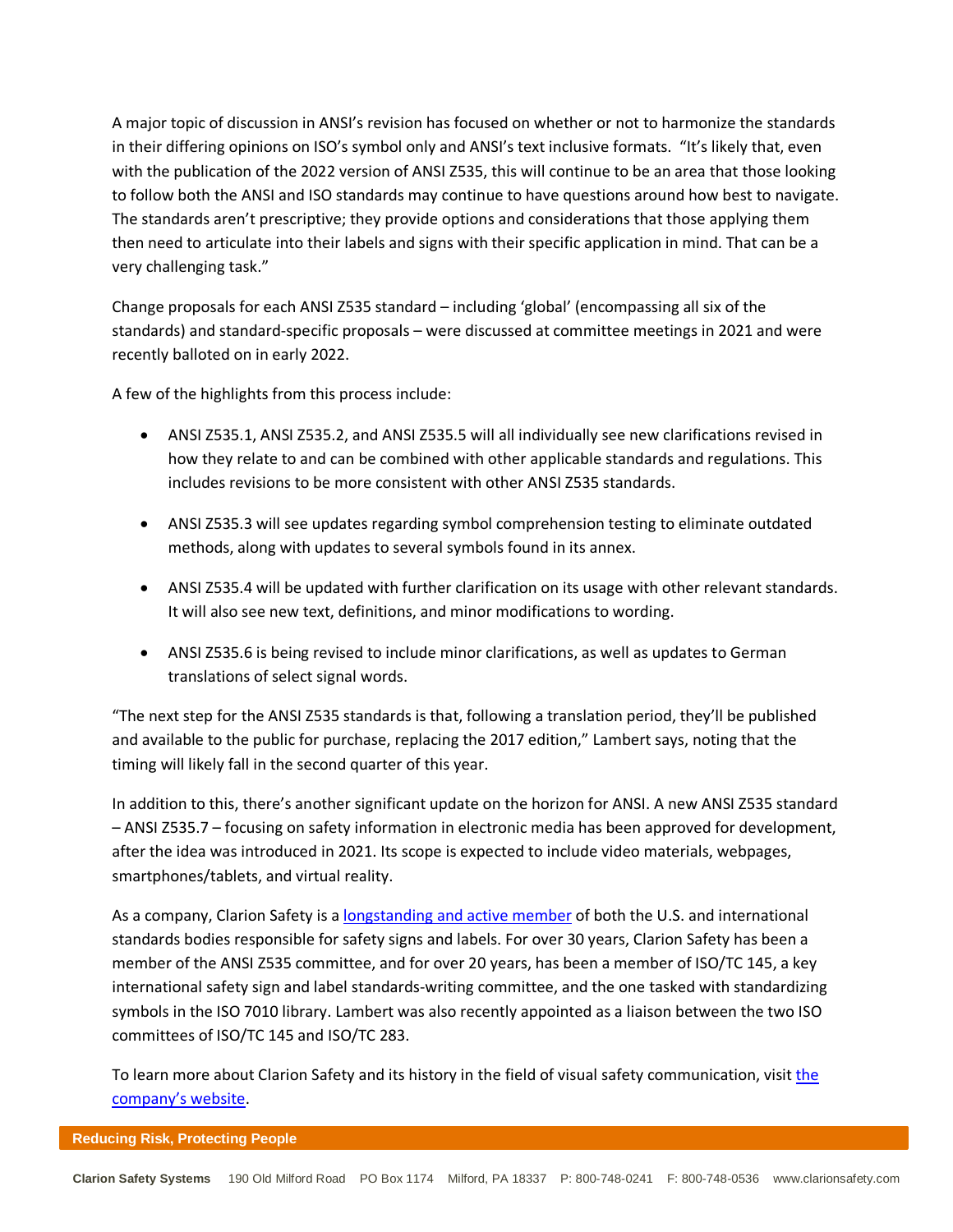A major topic of discussion in ANSI's revision has focused on whether or not to harmonize the standards in their differing opinions on ISO's symbol only and ANSI's text inclusive formats. "It's likely that, even with the publication of the 2022 version of ANSI Z535, this will continue to be an area that those looking to follow both the ANSI and ISO standards may continue to have questions around how best to navigate. The standards aren't prescriptive; they provide options and considerations that those applying them then need to articulate into their labels and signs with their specific application in mind. That can be a very challenging task."

Change proposals for each ANSI Z535 standard – including 'global' (encompassing all six of the standards) and standard-specific proposals – were discussed at committee meetings in 2021 and were recently balloted on in early 2022.

A few of the highlights from this process include:

- ANSI Z535.1, ANSI Z535.2, and ANSI Z535.5 will all individually see new clarifications revised in how they relate to and can be combined with other applicable standards and regulations. This includes revisions to be more consistent with other ANSI Z535 standards.
- ANSI Z535.3 will see updates regarding symbol comprehension testing to eliminate outdated methods, along with updates to several symbols found in its annex.
- ANSI Z535.4 will be updated with further clarification on its usage with other relevant standards. It will also see new text, definitions, and minor modifications to wording.
- ANSI Z535.6 is being revised to include minor clarifications, as well as updates to German translations of select signal words.

"The next step for the ANSI Z535 standards is that, following a translation period, they'll be published and available to the public for purchase, replacing the 2017 edition," Lambert says, noting that the timing will likely fall in the second quarter of this year.

In addition to this, there's another significant update on the horizon for ANSI. A new ANSI Z535 standard – ANSI Z535.7 – focusing on safety information in electronic media has been approved for development, after the idea was introduced in 2021. Its scope is expected to include video materials, webpages, smartphones/tablets, and virtual reality.

As a company, Clarion Safety is a longstanding and active member of both the U.S. and international standards bodies responsible for safety signs and labels. For over 30 years, Clarion Safety has been a member of the ANSI Z535 committee, and for over 20 years, has been a member of ISO/TC 145, a key international safety sign and label standards-writing committee, and the one tasked with standardizing symbols in the ISO 7010 library. Lambert was also recently appointed as a liaison between the two ISO committees of ISO/TC 145 and ISO/TC 283.

To learn more about Clarion Safety and its history in the field of visual safety communication, visit the company's website.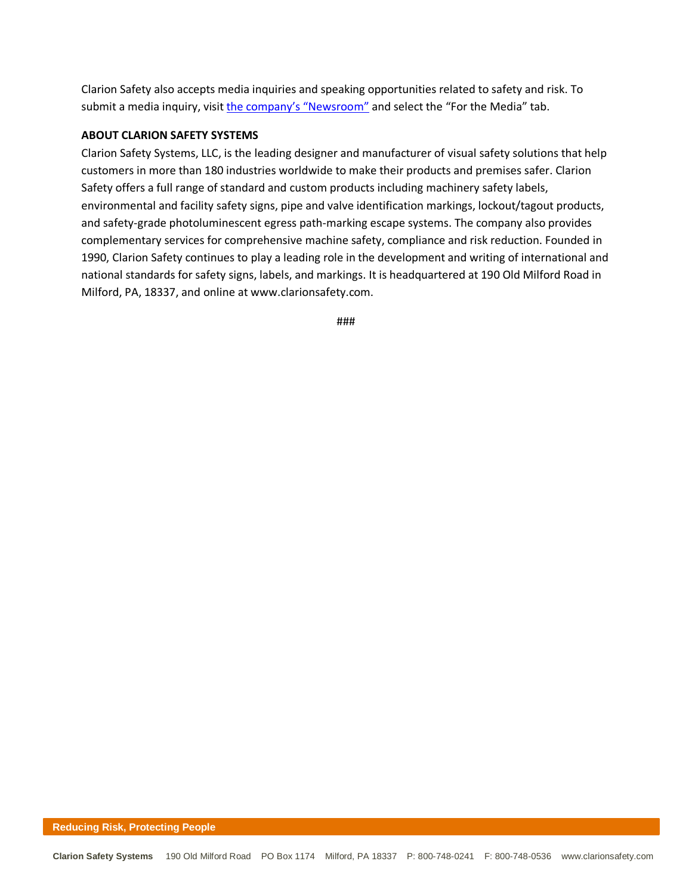Clarion Safety also accepts media inquiries and speaking opportunities related to safety and risk. To submit a media inquiry, visit [the company's "Newsroom"]() and select the "For the Media" tab.

**ABOUT CLARION SAFETY SYSTEMS**

Clarion Safety Systems, LLC, is the leading designer and manufacturer of visual safety solutions that help customers in more than 180 industries worldwide to make their products and premises safer. Clarion Safety offers a full range of standard and custom products including machinery safety labels, environmental and facility safety signs, pipe and valve identification markings, lockout/tagout products, and safety-grade photoluminescent egress path-marking escape systems. The company also provides complementary services for comprehensive machine safety, compliance and risk reduction. Founded in 1990, Clarion Safety continues to play a leading role in the development and writing of international and national standards for safety signs, labels, and markings. It is headquartered at 190 Old Milford Road in Milford, PA, 18337, and online at www.clarionsafety.com.

###